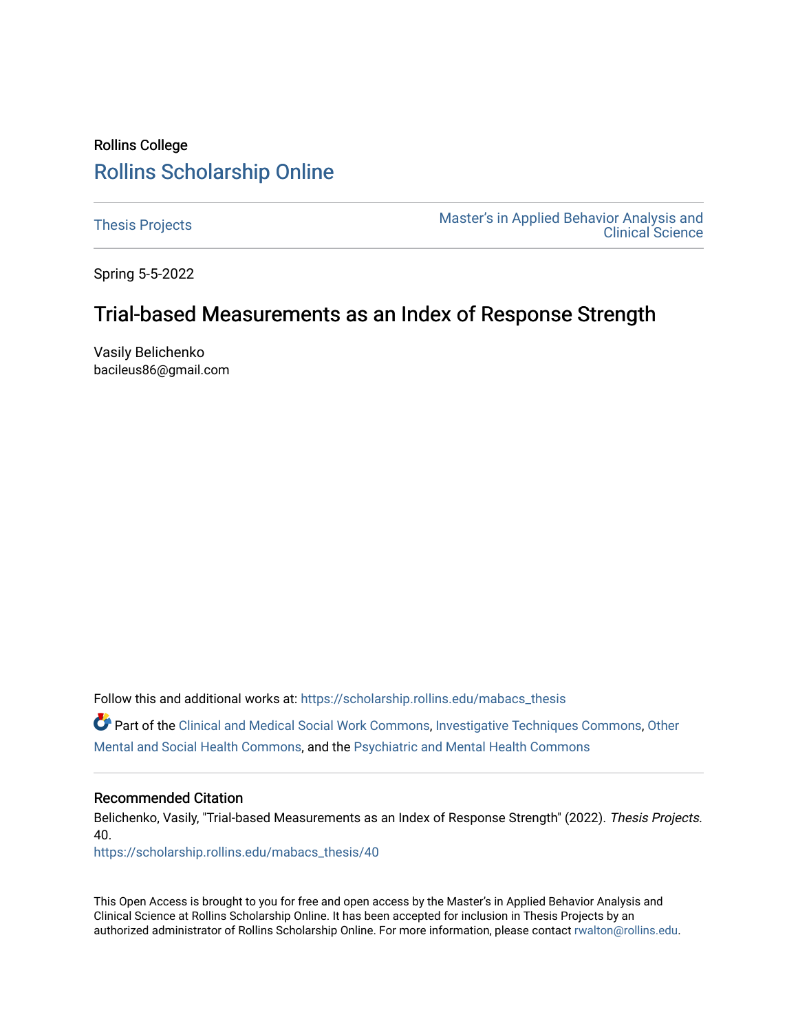Rollins College

# Rollins Scholarship Online

Thesis Projects

Master's in Applied Behavior Analysis and Clinical Science

Spring 5-5-2022

## Trial-based Measurements as an Index of Response Strength

Vasily Belichenko
bacileus86@gmail.com

Follow this and additional works at: https://scholarship.rollins.edu/mabacs_thesis

Part of the Clinical and Medical Social Work Commons, Investigative Techniques Commons, Other Mental and Social Health Commons, and the Psychiatric and Mental Health Commons

### Recommended Citation

Belichenko, Vasily, "Trial-based Measurements as an Index of Response Strength" (2022). *Thesis Projects*. 40.
https://scholarship.rollins.edu/mabacs_thesis/40

This Open Access is brought to you for free and open access by the Master's in Applied Behavior Analysis and Clinical Science at Rollins Scholarship Online. It has been accepted for inclusion in Thesis Projects by an authorized administrator of Rollins Scholarship Online. For more information, please contact rwalton@rollins.edu.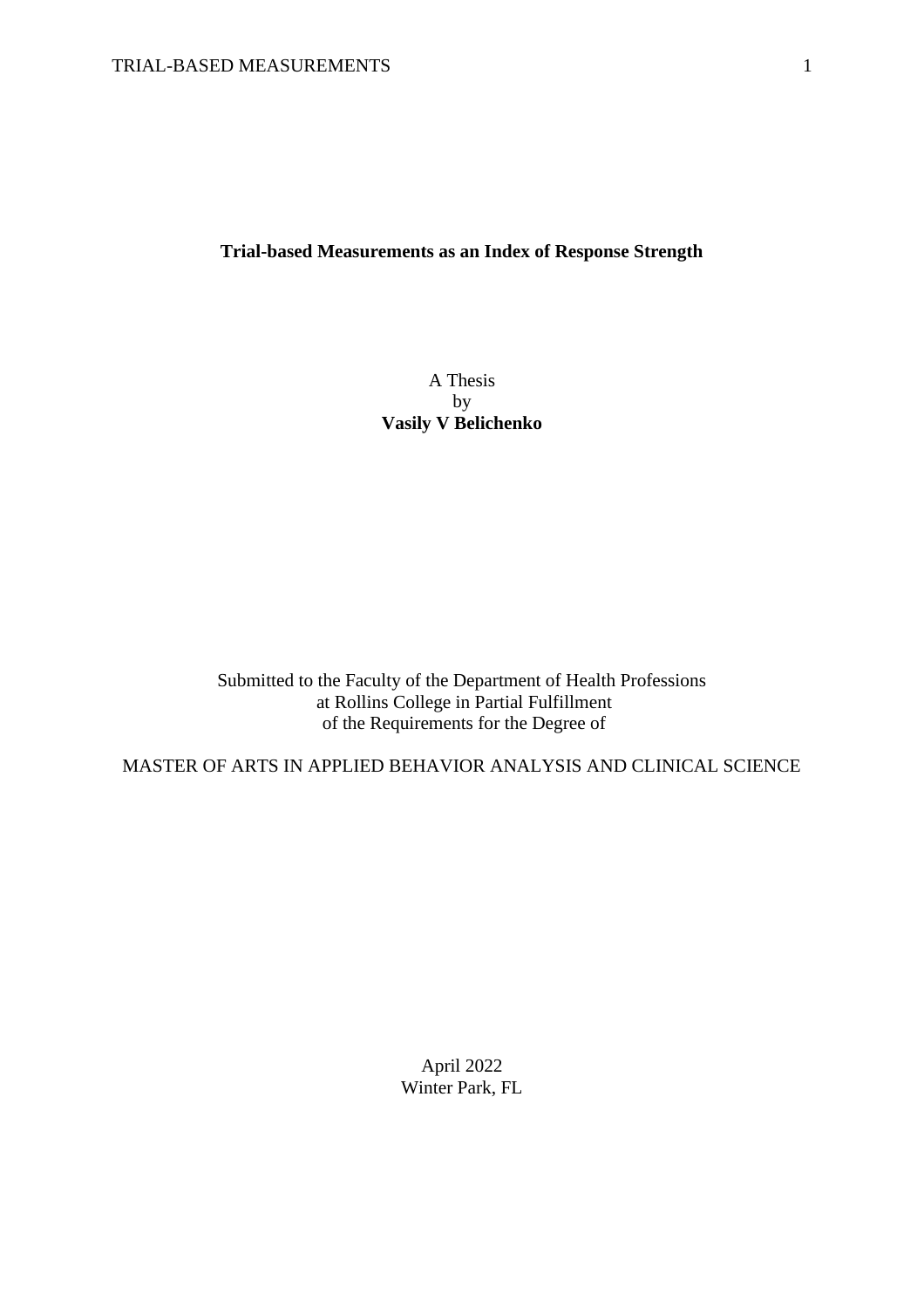# Trial-based Measurements as an Index of Response Strength

A Thesis
by
**Vasily V Belichenko**

Submitted to the Faculty of the Department of Health Professions
at Rollins College in Partial Fulfillment
of the Requirements for the Degree of

MASTER OF ARTS IN APPLIED BEHAVIOR ANALYSIS AND CLINICAL SCIENCE

April 2022
Winter Park, FL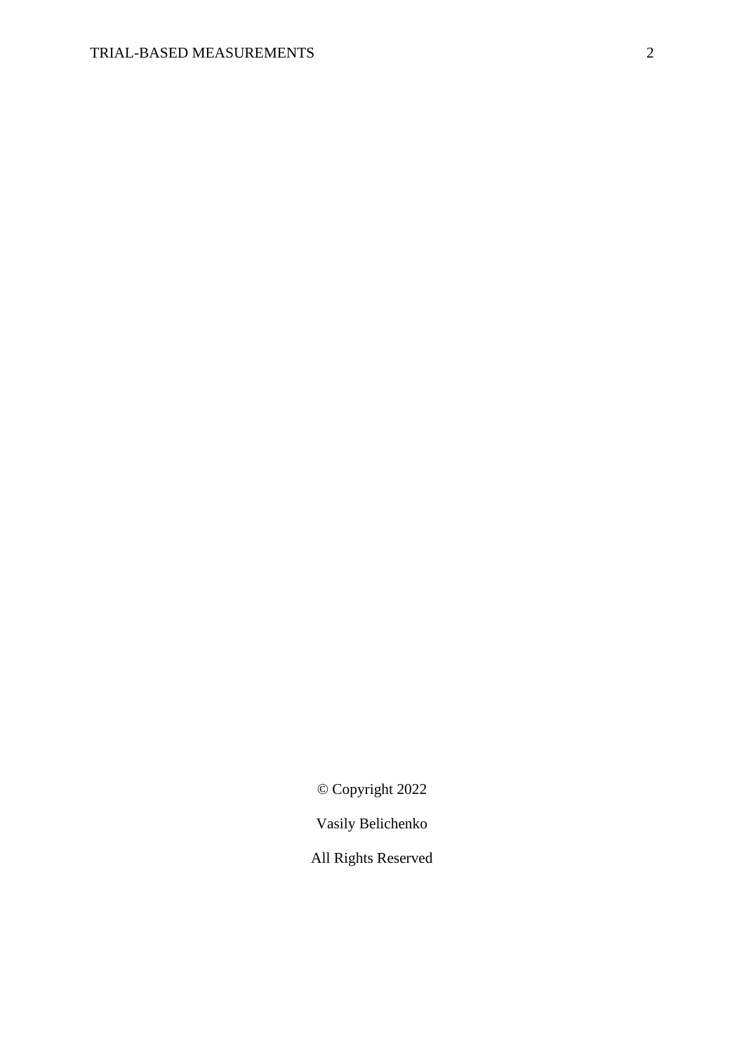© Copyright 2022

Vasily Belichenko

All Rights Reserved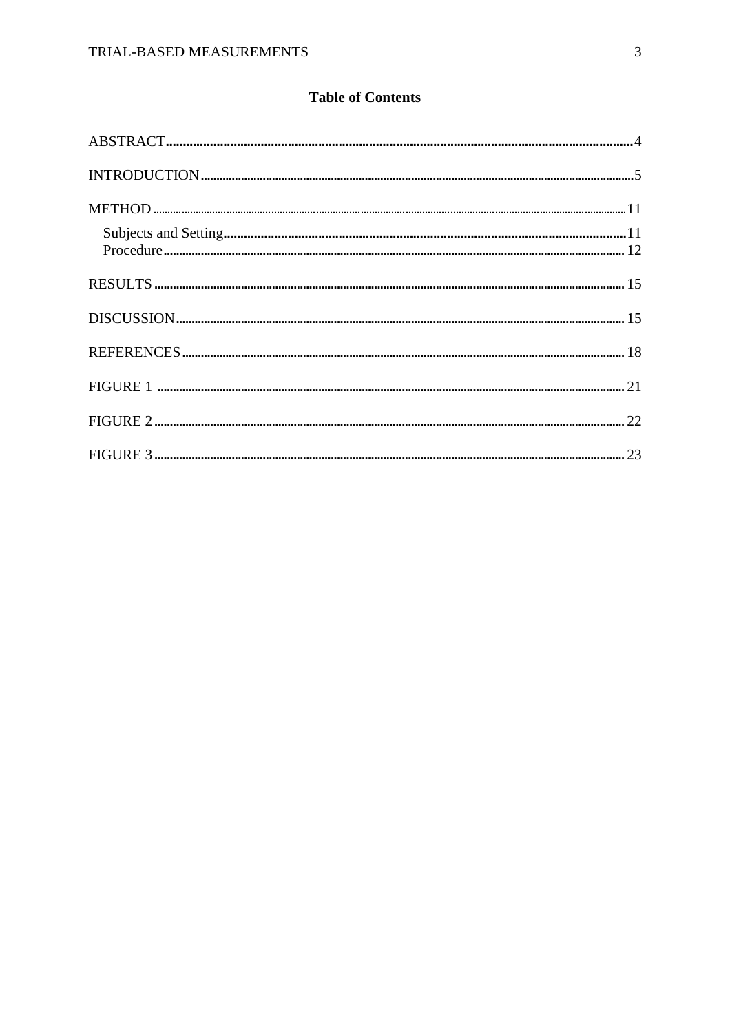## Table of Contents

ABSTRACT........................................................................................................................................4

INTRODUCTION..............................................................................................................................5

METHOD ..........................................................................................................................................11

- Subjects and Setting...................................................................................................................11
- Procedure.....................................................................................................................................12

RESULTS ..........................................................................................................................................15

DISCUSSION....................................................................................................................................15

REFERENCES...................................................................................................................................18

FIGURE 1 ..........................................................................................................................................21

FIGURE 2 ..........................................................................................................................................22

FIGURE 3 ..........................................................................................................................................23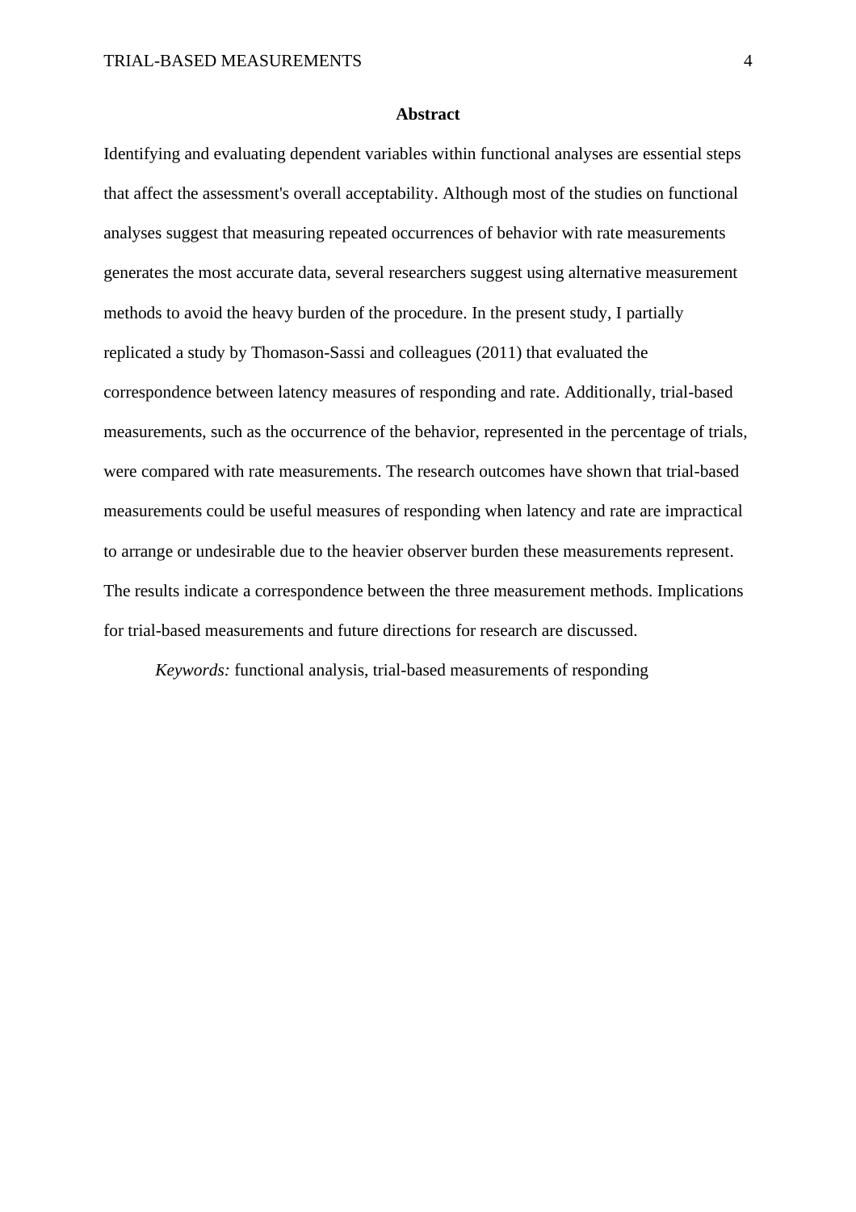## Abstract

Identifying and evaluating dependent variables within functional analyses are essential steps that affect the assessment's overall acceptability. Although most of the studies on functional analyses suggest that measuring repeated occurrences of behavior with rate measurements generates the most accurate data, several researchers suggest using alternative measurement methods to avoid the heavy burden of the procedure. In the present study, I partially replicated a study by Thomason-Sassi and colleagues (2011) that evaluated the correspondence between latency measures of responding and rate. Additionally, trial-based measurements, such as the occurrence of the behavior, represented in the percentage of trials, were compared with rate measurements. The research outcomes have shown that trial-based measurements could be useful measures of responding when latency and rate are impractical to arrange or undesirable due to the heavier observer burden these measurements represent. The results indicate a correspondence between the three measurement methods. Implications for trial-based measurements and future directions for research are discussed.

*Keywords:* functional analysis, trial-based measurements of responding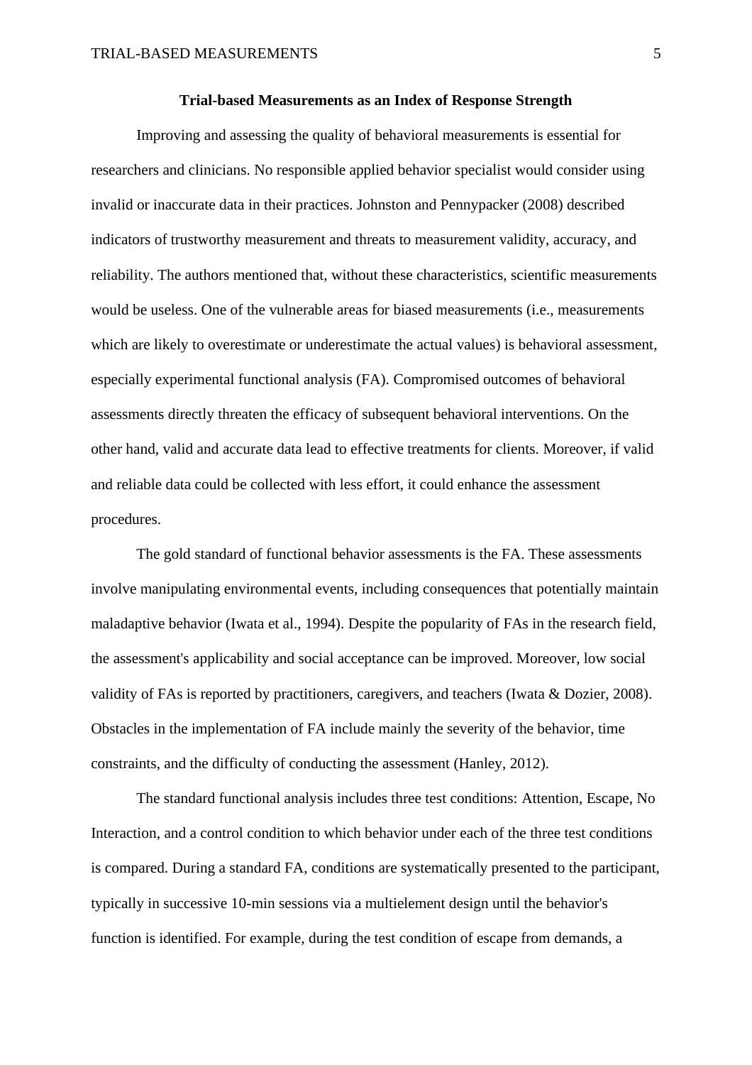## Trial-based Measurements as an Index of Response Strength

Improving and assessing the quality of behavioral measurements is essential for researchers and clinicians. No responsible applied behavior specialist would consider using invalid or inaccurate data in their practices. Johnston and Pennypacker (2008) described indicators of trustworthy measurement and threats to measurement validity, accuracy, and reliability. The authors mentioned that, without these characteristics, scientific measurements would be useless. One of the vulnerable areas for biased measurements (i.e., measurements which are likely to overestimate or underestimate the actual values) is behavioral assessment, especially experimental functional analysis (FA). Compromised outcomes of behavioral assessments directly threaten the efficacy of subsequent behavioral interventions. On the other hand, valid and accurate data lead to effective treatments for clients. Moreover, if valid and reliable data could be collected with less effort, it could enhance the assessment procedures.

The gold standard of functional behavior assessments is the FA. These assessments involve manipulating environmental events, including consequences that potentially maintain maladaptive behavior (Iwata et al., 1994). Despite the popularity of FAs in the research field, the assessment's applicability and social acceptance can be improved. Moreover, low social validity of FAs is reported by practitioners, caregivers, and teachers (Iwata & Dozier, 2008). Obstacles in the implementation of FA include mainly the severity of the behavior, time constraints, and the difficulty of conducting the assessment (Hanley, 2012).

The standard functional analysis includes three test conditions: Attention, Escape, No Interaction, and a control condition to which behavior under each of the three test conditions is compared. During a standard FA, conditions are systematically presented to the participant, typically in successive 10-min sessions via a multielement design until the behavior's function is identified. For example, during the test condition of escape from demands, a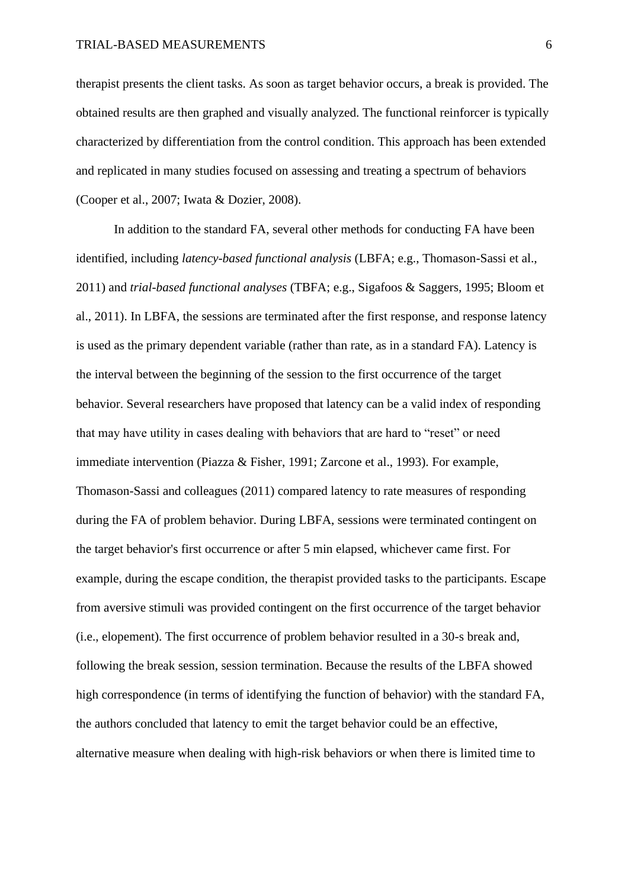therapist presents the client tasks. As soon as target behavior occurs, a break is provided. The obtained results are then graphed and visually analyzed. The functional reinforcer is typically characterized by differentiation from the control condition. This approach has been extended and replicated in many studies focused on assessing and treating a spectrum of behaviors (Cooper et al., 2007; Iwata & Dozier, 2008).

In addition to the standard FA, several other methods for conducting FA have been identified, including *latency-based functional analysis* (LBFA; e.g., Thomason-Sassi et al., 2011) and *trial-based functional analyses* (TBFA; e.g., Sigafoos & Saggers, 1995; Bloom et al., 2011). In LBFA, the sessions are terminated after the first response, and response latency is used as the primary dependent variable (rather than rate, as in a standard FA). Latency is the interval between the beginning of the session to the first occurrence of the target behavior. Several researchers have proposed that latency can be a valid index of responding that may have utility in cases dealing with behaviors that are hard to "reset" or need immediate intervention (Piazza & Fisher, 1991; Zarcone et al., 1993). For example, Thomason-Sassi and colleagues (2011) compared latency to rate measures of responding during the FA of problem behavior. During LBFA, sessions were terminated contingent on the target behavior's first occurrence or after 5 min elapsed, whichever came first. For example, during the escape condition, the therapist provided tasks to the participants. Escape from aversive stimuli was provided contingent on the first occurrence of the target behavior (i.e., elopement). The first occurrence of problem behavior resulted in a 30-s break and, following the break session, session termination. Because the results of the LBFA showed high correspondence (in terms of identifying the function of behavior) with the standard FA, the authors concluded that latency to emit the target behavior could be an effective, alternative measure when dealing with high-risk behaviors or when there is limited time to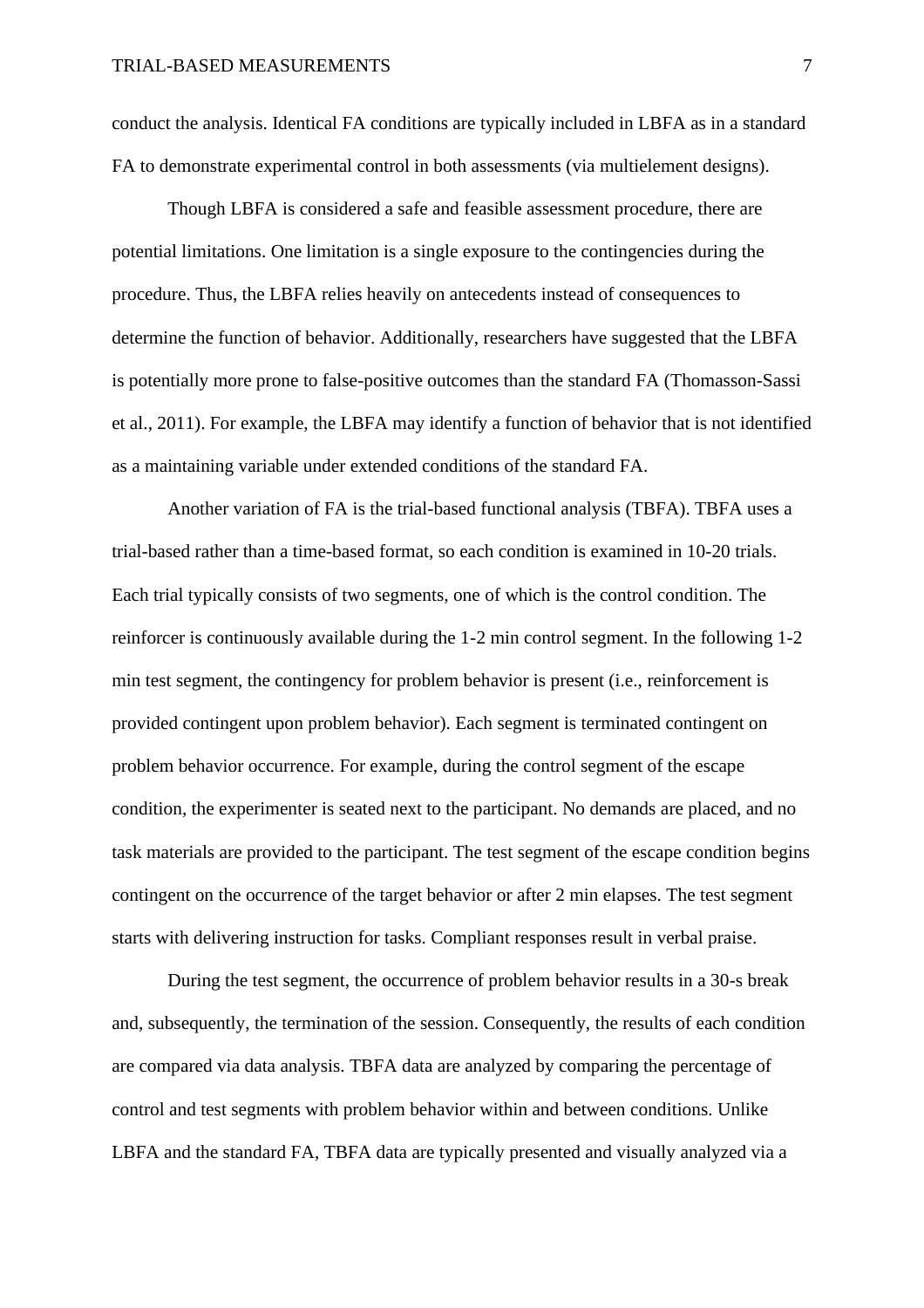conduct the analysis. Identical FA conditions are typically included in LBFA as in a standard FA to demonstrate experimental control in both assessments (via multielement designs).

Though LBFA is considered a safe and feasible assessment procedure, there are potential limitations. One limitation is a single exposure to the contingencies during the procedure. Thus, the LBFA relies heavily on antecedents instead of consequences to determine the function of behavior. Additionally, researchers have suggested that the LBFA is potentially more prone to false-positive outcomes than the standard FA (Thomasson-Sassi et al., 2011). For example, the LBFA may identify a function of behavior that is not identified as a maintaining variable under extended conditions of the standard FA.

Another variation of FA is the trial-based functional analysis (TBFA). TBFA uses a trial-based rather than a time-based format, so each condition is examined in 10-20 trials. Each trial typically consists of two segments, one of which is the control condition. The reinforcer is continuously available during the 1-2 min control segment. In the following 1-2 min test segment, the contingency for problem behavior is present (i.e., reinforcement is provided contingent upon problem behavior). Each segment is terminated contingent on problem behavior occurrence. For example, during the control segment of the escape condition, the experimenter is seated next to the participant. No demands are placed, and no task materials are provided to the participant. The test segment of the escape condition begins contingent on the occurrence of the target behavior or after 2 min elapses. The test segment starts with delivering instruction for tasks. Compliant responses result in verbal praise.

During the test segment, the occurrence of problem behavior results in a 30-s break and, subsequently, the termination of the session. Consequently, the results of each condition are compared via data analysis. TBFA data are analyzed by comparing the percentage of control and test segments with problem behavior within and between conditions. Unlike LBFA and the standard FA, TBFA data are typically presented and visually analyzed via a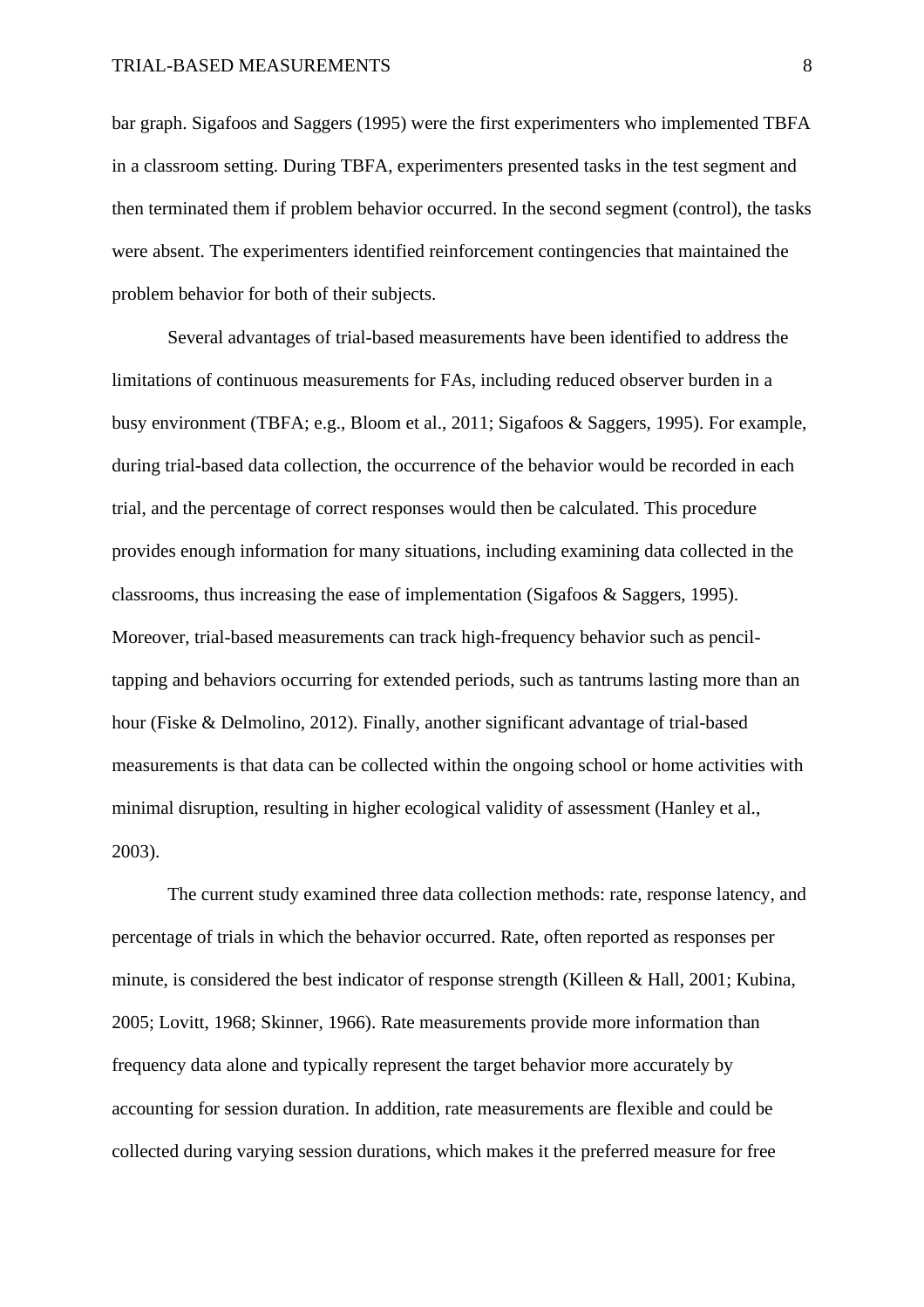bar graph. Sigafoos and Saggers (1995) were the first experimenters who implemented TBFA in a classroom setting. During TBFA, experimenters presented tasks in the test segment and then terminated them if problem behavior occurred. In the second segment (control), the tasks were absent. The experimenters identified reinforcement contingencies that maintained the problem behavior for both of their subjects.

Several advantages of trial-based measurements have been identified to address the limitations of continuous measurements for FAs, including reduced observer burden in a busy environment (TBFA; e.g., Bloom et al., 2011; Sigafoos & Saggers, 1995). For example, during trial-based data collection, the occurrence of the behavior would be recorded in each trial, and the percentage of correct responses would then be calculated. This procedure provides enough information for many situations, including examining data collected in the classrooms, thus increasing the ease of implementation (Sigafoos & Saggers, 1995). Moreover, trial-based measurements can track high-frequency behavior such as pencil-tapping and behaviors occurring for extended periods, such as tantrums lasting more than an hour (Fiske & Delmolino, 2012). Finally, another significant advantage of trial-based measurements is that data can be collected within the ongoing school or home activities with minimal disruption, resulting in higher ecological validity of assessment (Hanley et al., 2003).

The current study examined three data collection methods: rate, response latency, and percentage of trials in which the behavior occurred. Rate, often reported as responses per minute, is considered the best indicator of response strength (Killeen & Hall, 2001; Kubina, 2005; Lovitt, 1968; Skinner, 1966). Rate measurements provide more information than frequency data alone and typically represent the target behavior more accurately by accounting for session duration. In addition, rate measurements are flexible and could be collected during varying session durations, which makes it the preferred measure for free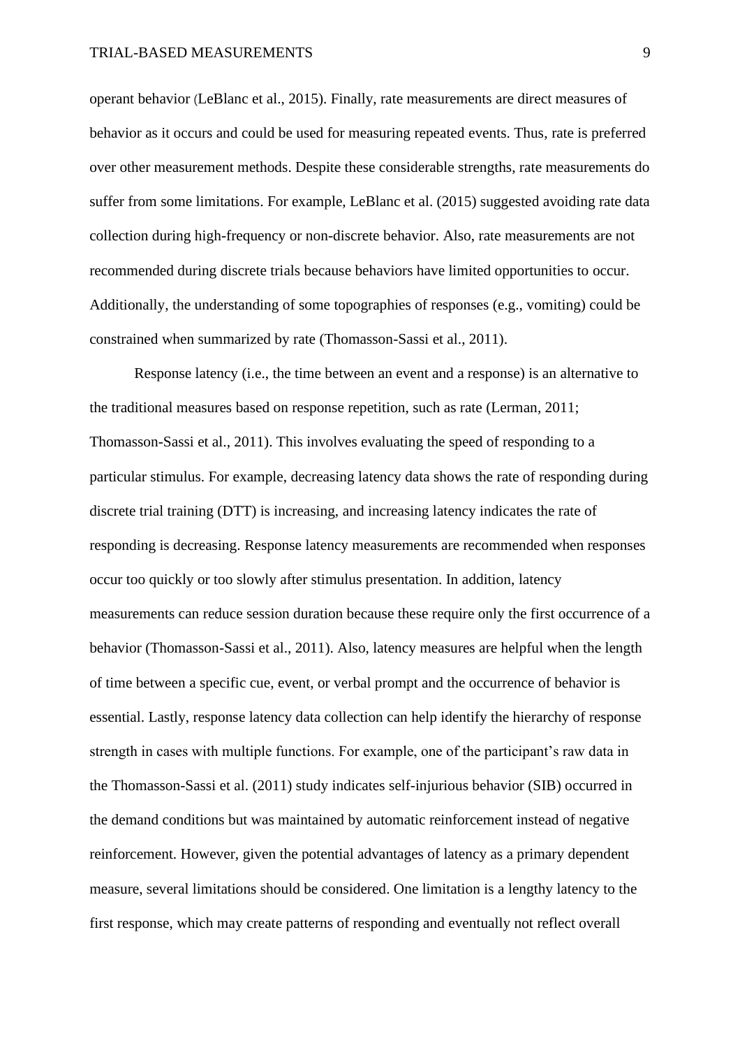operant behavior (LeBlanc et al., 2015). Finally, rate measurements are direct measures of behavior as it occurs and could be used for measuring repeated events. Thus, rate is preferred over other measurement methods. Despite these considerable strengths, rate measurements do suffer from some limitations. For example, LeBlanc et al. (2015) suggested avoiding rate data collection during high-frequency or non-discrete behavior. Also, rate measurements are not recommended during discrete trials because behaviors have limited opportunities to occur. Additionally, the understanding of some topographies of responses (e.g., vomiting) could be constrained when summarized by rate (Thomasson-Sassi et al., 2011).

Response latency (i.e., the time between an event and a response) is an alternative to the traditional measures based on response repetition, such as rate (Lerman, 2011; Thomasson-Sassi et al., 2011). This involves evaluating the speed of responding to a particular stimulus. For example, decreasing latency data shows the rate of responding during discrete trial training (DTT) is increasing, and increasing latency indicates the rate of responding is decreasing. Response latency measurements are recommended when responses occur too quickly or too slowly after stimulus presentation. In addition, latency measurements can reduce session duration because these require only the first occurrence of a behavior (Thomasson-Sassi et al., 2011). Also, latency measures are helpful when the length of time between a specific cue, event, or verbal prompt and the occurrence of behavior is essential. Lastly, response latency data collection can help identify the hierarchy of response strength in cases with multiple functions. For example, one of the participant's raw data in the Thomasson-Sassi et al. (2011) study indicates self-injurious behavior (SIB) occurred in the demand conditions but was maintained by automatic reinforcement instead of negative reinforcement. However, given the potential advantages of latency as a primary dependent measure, several limitations should be considered. One limitation is a lengthy latency to the first response, which may create patterns of responding and eventually not reflect overall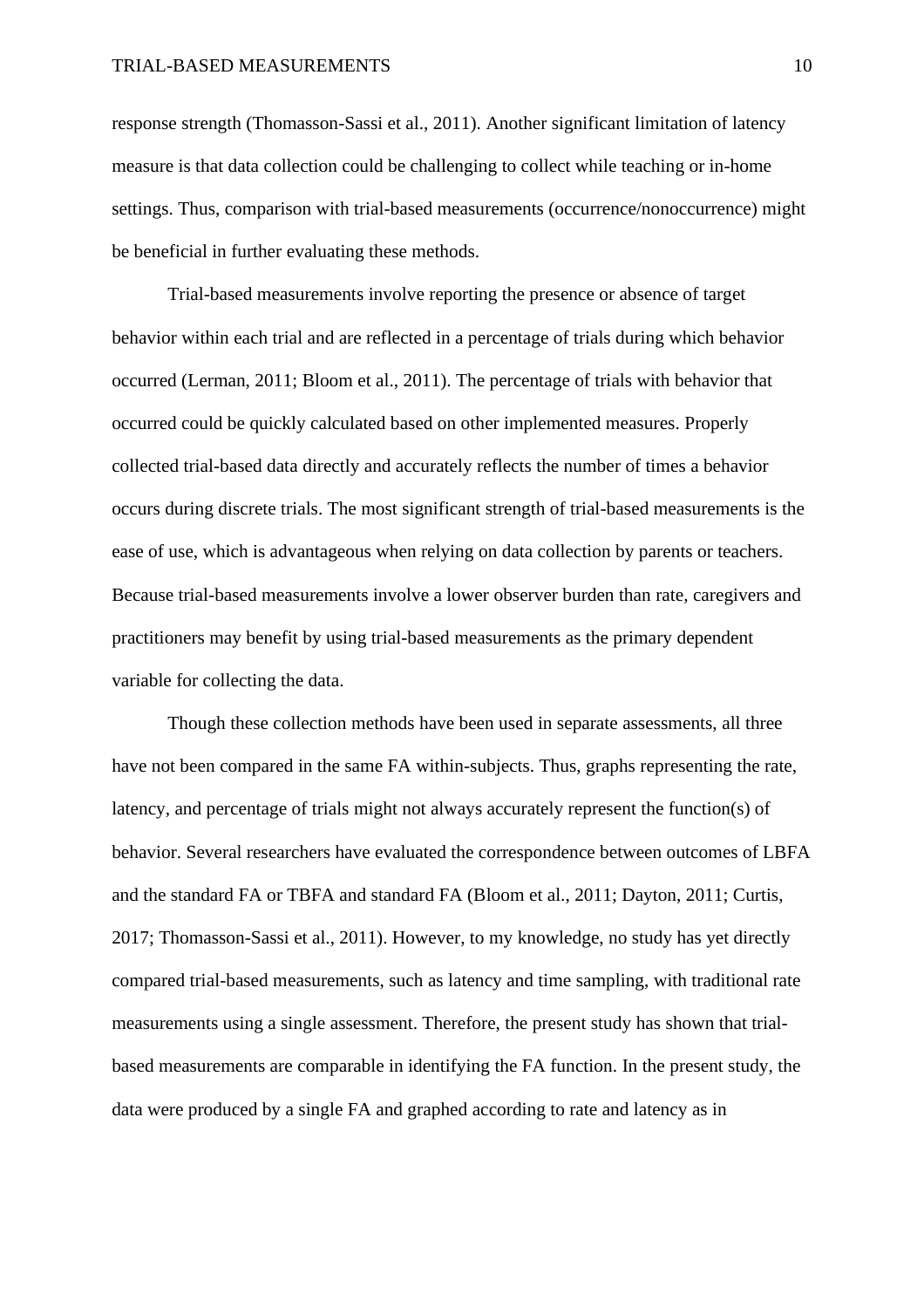response strength (Thomasson-Sassi et al., 2011). Another significant limitation of latency measure is that data collection could be challenging to collect while teaching or in-home settings. Thus, comparison with trial-based measurements (occurrence/nonoccurrence) might be beneficial in further evaluating these methods.

Trial-based measurements involve reporting the presence or absence of target behavior within each trial and are reflected in a percentage of trials during which behavior occurred (Lerman, 2011; Bloom et al., 2011). The percentage of trials with behavior that occurred could be quickly calculated based on other implemented measures. Properly collected trial-based data directly and accurately reflects the number of times a behavior occurs during discrete trials. The most significant strength of trial-based measurements is the ease of use, which is advantageous when relying on data collection by parents or teachers. Because trial-based measurements involve a lower observer burden than rate, caregivers and practitioners may benefit by using trial-based measurements as the primary dependent variable for collecting the data.

Though these collection methods have been used in separate assessments, all three have not been compared in the same FA within-subjects. Thus, graphs representing the rate, latency, and percentage of trials might not always accurately represent the function(s) of behavior. Several researchers have evaluated the correspondence between outcomes of LBFA and the standard FA or TBFA and standard FA (Bloom et al., 2011; Dayton, 2011; Curtis, 2017; Thomasson-Sassi et al., 2011). However, to my knowledge, no study has yet directly compared trial-based measurements, such as latency and time sampling, with traditional rate measurements using a single assessment. Therefore, the present study has shown that trial-based measurements are comparable in identifying the FA function. In the present study, the data were produced by a single FA and graphed according to rate and latency as in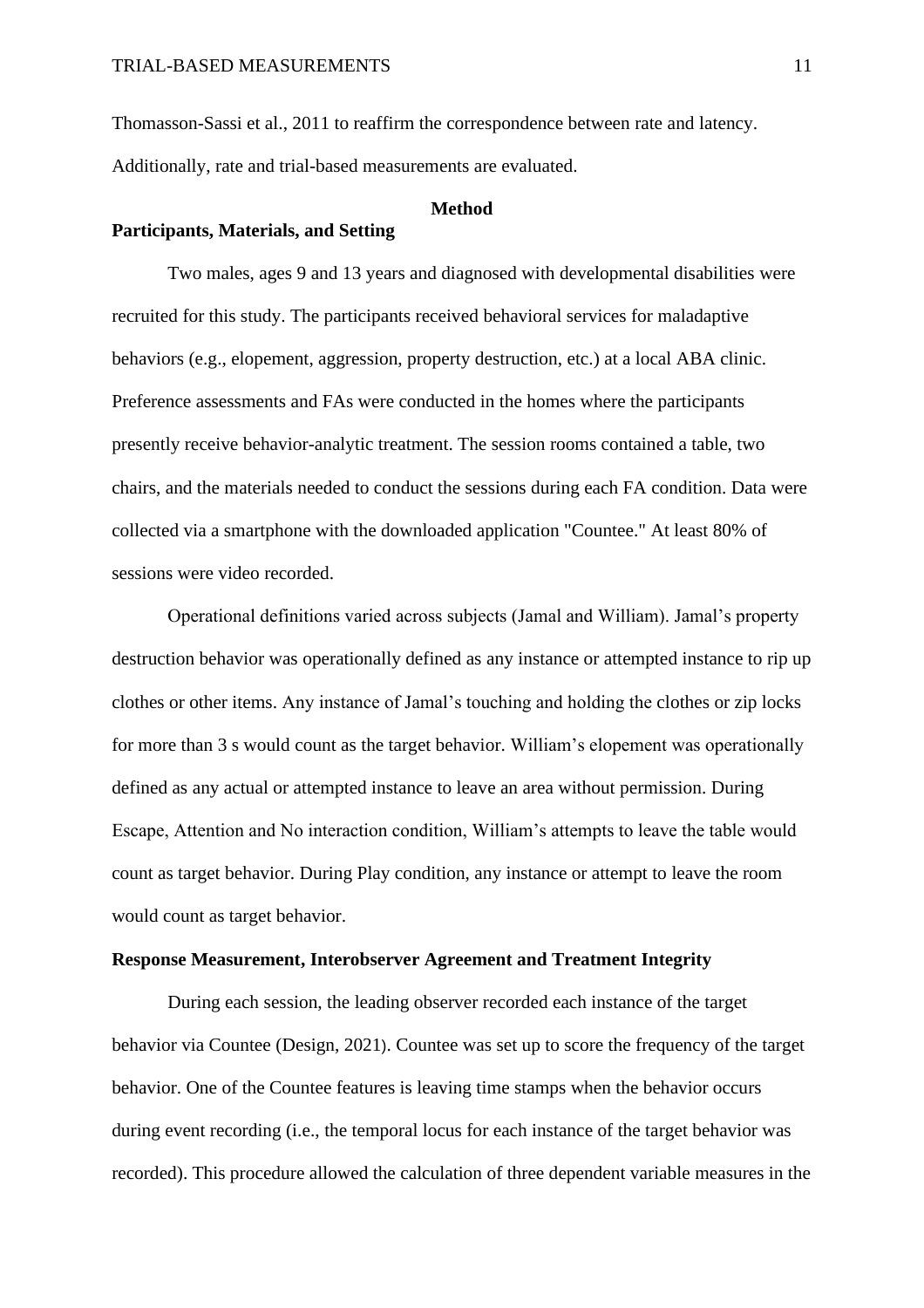Thomasson-Sassi et al., 2011 to reaffirm the correspondence between rate and latency. Additionally, rate and trial-based measurements are evaluated.

# Method

## Participants, Materials, and Setting

Two males, ages 9 and 13 years and diagnosed with developmental disabilities were recruited for this study. The participants received behavioral services for maladaptive behaviors (e.g., elopement, aggression, property destruction, etc.) at a local ABA clinic. Preference assessments and FAs were conducted in the homes where the participants presently receive behavior-analytic treatment. The session rooms contained a table, two chairs, and the materials needed to conduct the sessions during each FA condition. Data were collected via a smartphone with the downloaded application "Countee." At least 80% of sessions were video recorded.

Operational definitions varied across subjects (Jamal and William). Jamal's property destruction behavior was operationally defined as any instance or attempted instance to rip up clothes or other items. Any instance of Jamal's touching and holding the clothes or zip locks for more than 3 s would count as the target behavior. William's elopement was operationally defined as any actual or attempted instance to leave an area without permission. During Escape, Attention and No interaction condition, William's attempts to leave the table would count as target behavior. During Play condition, any instance or attempt to leave the room would count as target behavior.

## Response Measurement, Interobserver Agreement and Treatment Integrity

During each session, the leading observer recorded each instance of the target behavior via Countee (Design, 2021). Countee was set up to score the frequency of the target behavior. One of the Countee features is leaving time stamps when the behavior occurs during event recording (i.e., the temporal locus for each instance of the target behavior was recorded). This procedure allowed the calculation of three dependent variable measures in the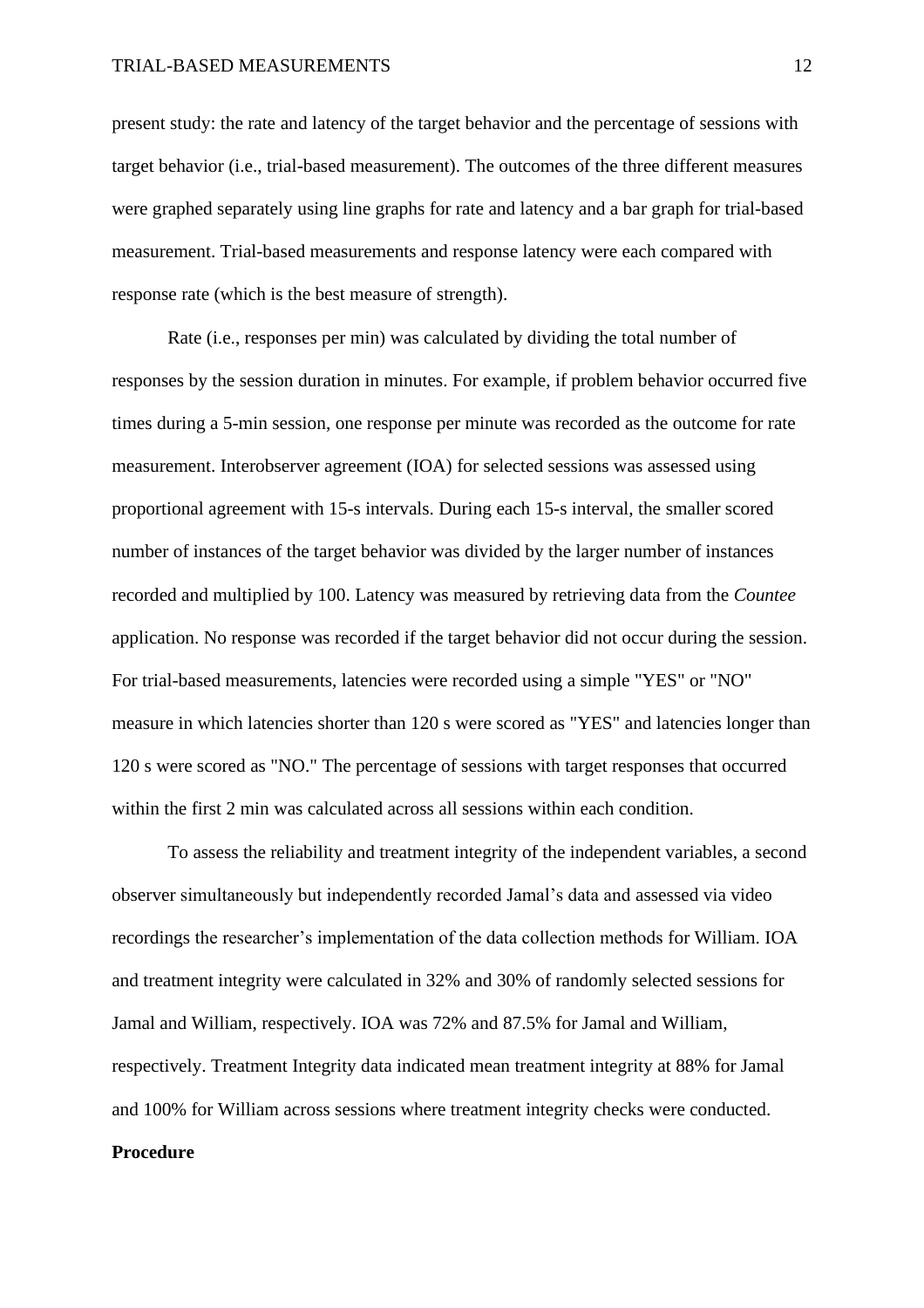present study: the rate and latency of the target behavior and the percentage of sessions with target behavior (i.e., trial-based measurement). The outcomes of the three different measures were graphed separately using line graphs for rate and latency and a bar graph for trial-based measurement. Trial-based measurements and response latency were each compared with response rate (which is the best measure of strength).

Rate (i.e., responses per min) was calculated by dividing the total number of responses by the session duration in minutes. For example, if problem behavior occurred five times during a 5-min session, one response per minute was recorded as the outcome for rate measurement. Interobserver agreement (IOA) for selected sessions was assessed using proportional agreement with 15-s intervals. During each 15-s interval, the smaller scored number of instances of the target behavior was divided by the larger number of instances recorded and multiplied by 100. Latency was measured by retrieving data from the *Countee* application. No response was recorded if the target behavior did not occur during the session. For trial-based measurements, latencies were recorded using a simple "YES" or "NO" measure in which latencies shorter than 120 s were scored as "YES" and latencies longer than 120 s were scored as "NO." The percentage of sessions with target responses that occurred within the first 2 min was calculated across all sessions within each condition.

To assess the reliability and treatment integrity of the independent variables, a second observer simultaneously but independently recorded Jamal's data and assessed via video recordings the researcher's implementation of the data collection methods for William. IOA and treatment integrity were calculated in 32% and 30% of randomly selected sessions for Jamal and William, respectively. IOA was 72% and 87.5% for Jamal and William, respectively. Treatment Integrity data indicated mean treatment integrity at 88% for Jamal and 100% for William across sessions where treatment integrity checks were conducted.

**Procedure**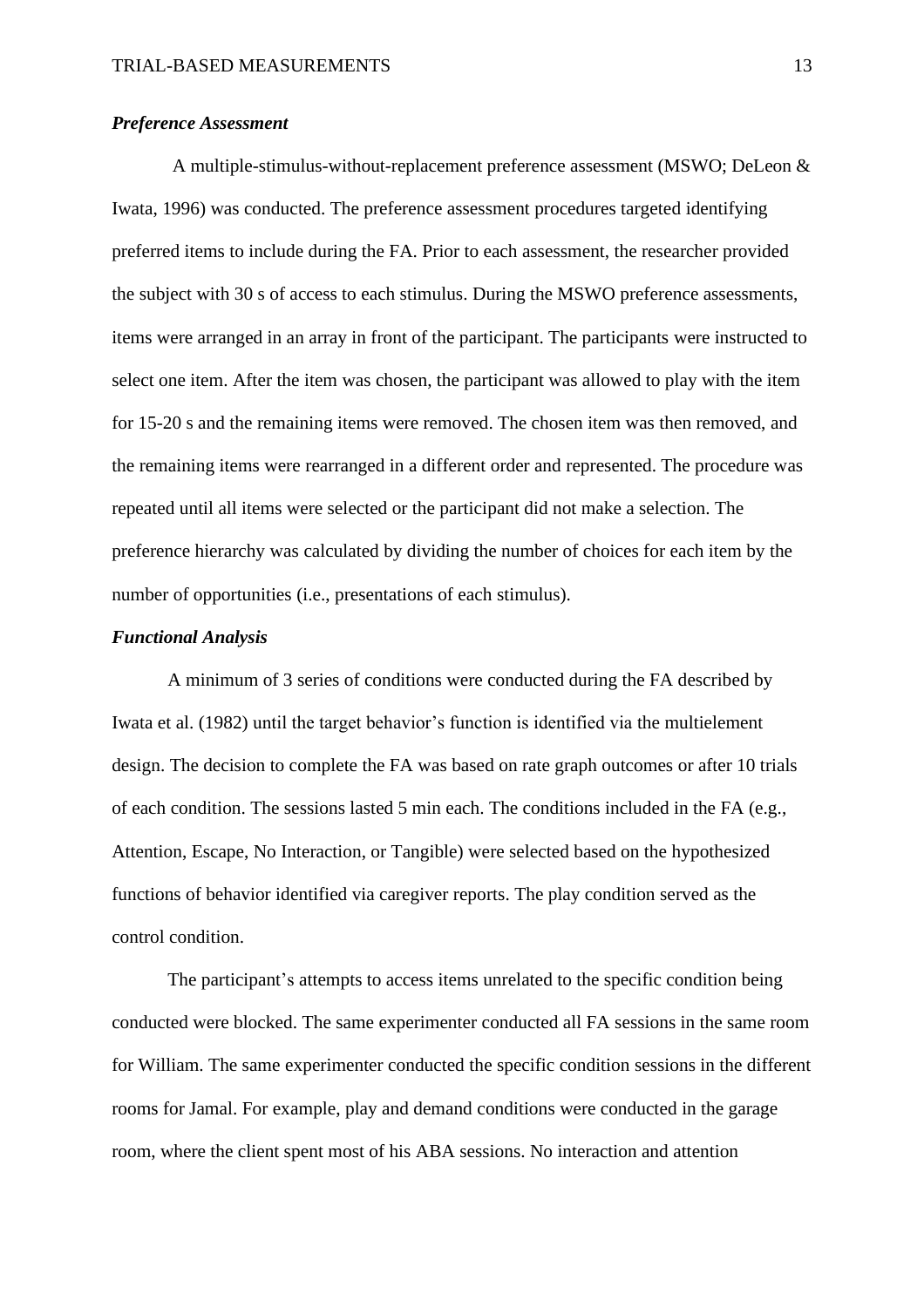### ***Preference Assessment***

A multiple-stimulus-without-replacement preference assessment (MSWO; DeLeon & Iwata, 1996) was conducted. The preference assessment procedures targeted identifying preferred items to include during the FA. Prior to each assessment, the researcher provided the subject with 30 s of access to each stimulus. During the MSWO preference assessments, items were arranged in an array in front of the participant. The participants were instructed to select one item. After the item was chosen, the participant was allowed to play with the item for 15-20 s and the remaining items were removed. The chosen item was then removed, and the remaining items were rearranged in a different order and represented. The procedure was repeated until all items were selected or the participant did not make a selection. The preference hierarchy was calculated by dividing the number of choices for each item by the number of opportunities (i.e., presentations of each stimulus).

### ***Functional Analysis***

A minimum of 3 series of conditions were conducted during the FA described by Iwata et al. (1982) until the target behavior's function is identified via the multielement design. The decision to complete the FA was based on rate graph outcomes or after 10 trials of each condition. The sessions lasted 5 min each. The conditions included in the FA (e.g., Attention, Escape, No Interaction, or Tangible) were selected based on the hypothesized functions of behavior identified via caregiver reports. The play condition served as the control condition.

The participant's attempts to access items unrelated to the specific condition being conducted were blocked. The same experimenter conducted all FA sessions in the same room for William. The same experimenter conducted the specific condition sessions in the different rooms for Jamal. For example, play and demand conditions were conducted in the garage room, where the client spent most of his ABA sessions. No interaction and attention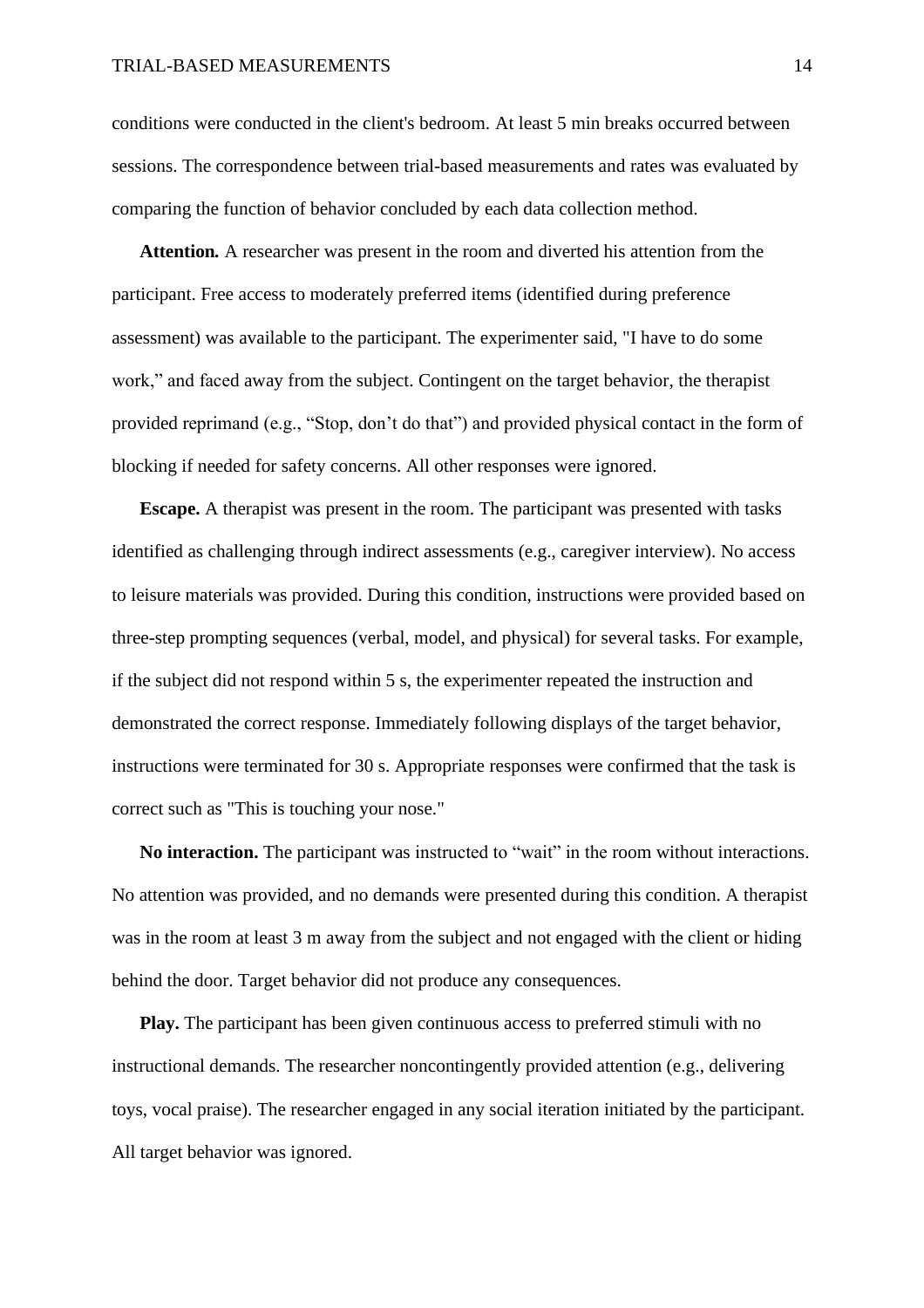conditions were conducted in the client's bedroom. At least 5 min breaks occurred between sessions. The correspondence between trial-based measurements and rates was evaluated by comparing the function of behavior concluded by each data collection method.

**Attention.** A researcher was present in the room and diverted his attention from the participant. Free access to moderately preferred items (identified during preference assessment) was available to the participant. The experimenter said, "I have to do some work," and faced away from the subject. Contingent on the target behavior, the therapist provided reprimand (e.g., "Stop, don't do that") and provided physical contact in the form of blocking if needed for safety concerns. All other responses were ignored.

**Escape.** A therapist was present in the room. The participant was presented with tasks identified as challenging through indirect assessments (e.g., caregiver interview). No access to leisure materials was provided. During this condition, instructions were provided based on three-step prompting sequences (verbal, model, and physical) for several tasks. For example, if the subject did not respond within 5 s, the experimenter repeated the instruction and demonstrated the correct response. Immediately following displays of the target behavior, instructions were terminated for 30 s. Appropriate responses were confirmed that the task is correct such as "This is touching your nose."

**No interaction.** The participant was instructed to "wait" in the room without interactions. No attention was provided, and no demands were presented during this condition. A therapist was in the room at least 3 m away from the subject and not engaged with the client or hiding behind the door. Target behavior did not produce any consequences.

**Play.** The participant has been given continuous access to preferred stimuli with no instructional demands. The researcher noncontingently provided attention (e.g., delivering toys, vocal praise). The researcher engaged in any social iteration initiated by the participant. All target behavior was ignored.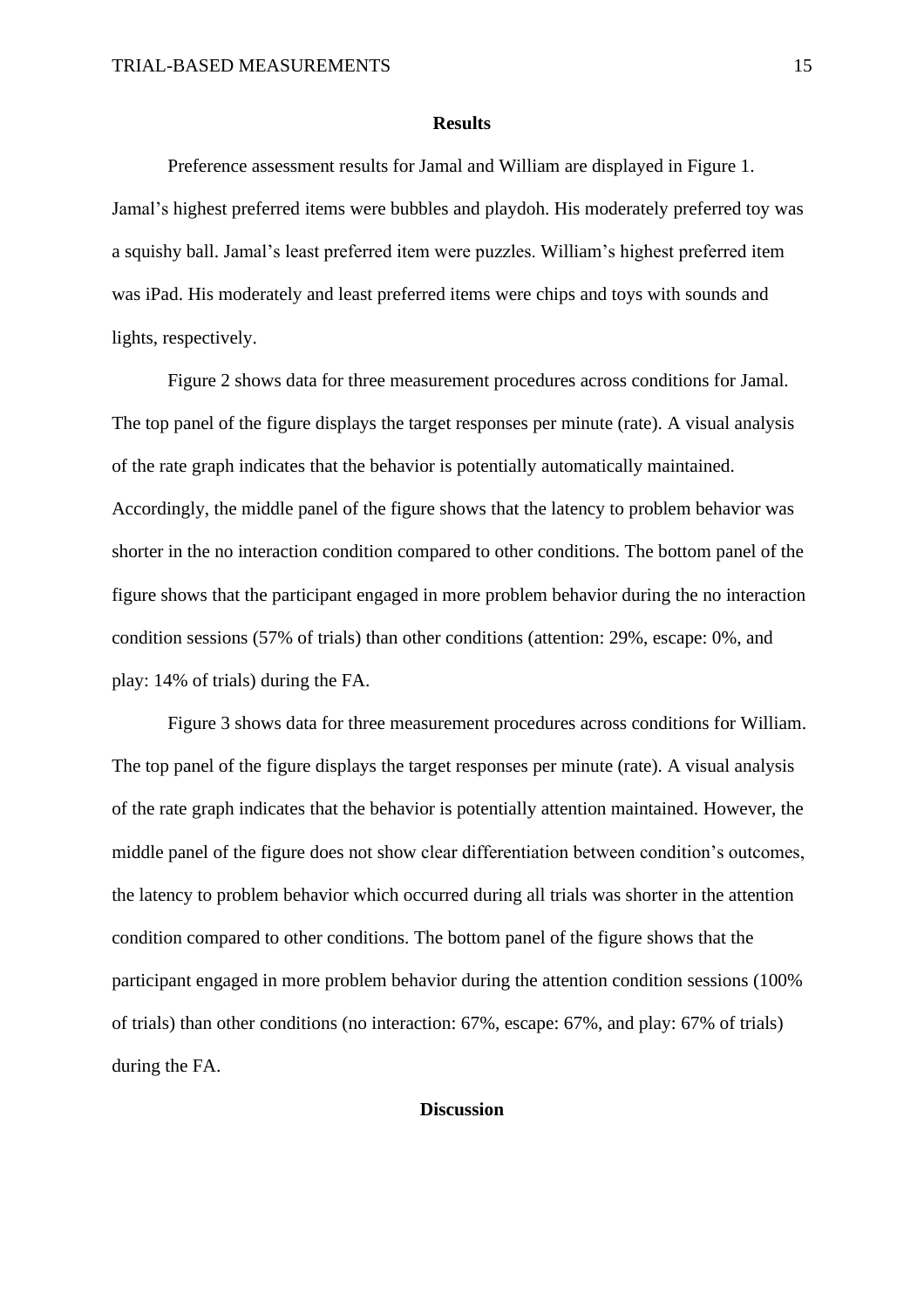## Results

Preference assessment results for Jamal and William are displayed in Figure 1. Jamal's highest preferred items were bubbles and playdoh. His moderately preferred toy was a squishy ball. Jamal's least preferred item were puzzles. William's highest preferred item was iPad. His moderately and least preferred items were chips and toys with sounds and lights, respectively.

Figure 2 shows data for three measurement procedures across conditions for Jamal. The top panel of the figure displays the target responses per minute (rate). A visual analysis of the rate graph indicates that the behavior is potentially automatically maintained. Accordingly, the middle panel of the figure shows that the latency to problem behavior was shorter in the no interaction condition compared to other conditions. The bottom panel of the figure shows that the participant engaged in more problem behavior during the no interaction condition sessions (57% of trials) than other conditions (attention: 29%, escape: 0%, and play: 14% of trials) during the FA.

Figure 3 shows data for three measurement procedures across conditions for William. The top panel of the figure displays the target responses per minute (rate). A visual analysis of the rate graph indicates that the behavior is potentially attention maintained. However, the middle panel of the figure does not show clear differentiation between condition's outcomes, the latency to problem behavior which occurred during all trials was shorter in the attention condition compared to other conditions. The bottom panel of the figure shows that the participant engaged in more problem behavior during the attention condition sessions (100% of trials) than other conditions (no interaction: 67%, escape: 67%, and play: 67% of trials) during the FA.

## Discussion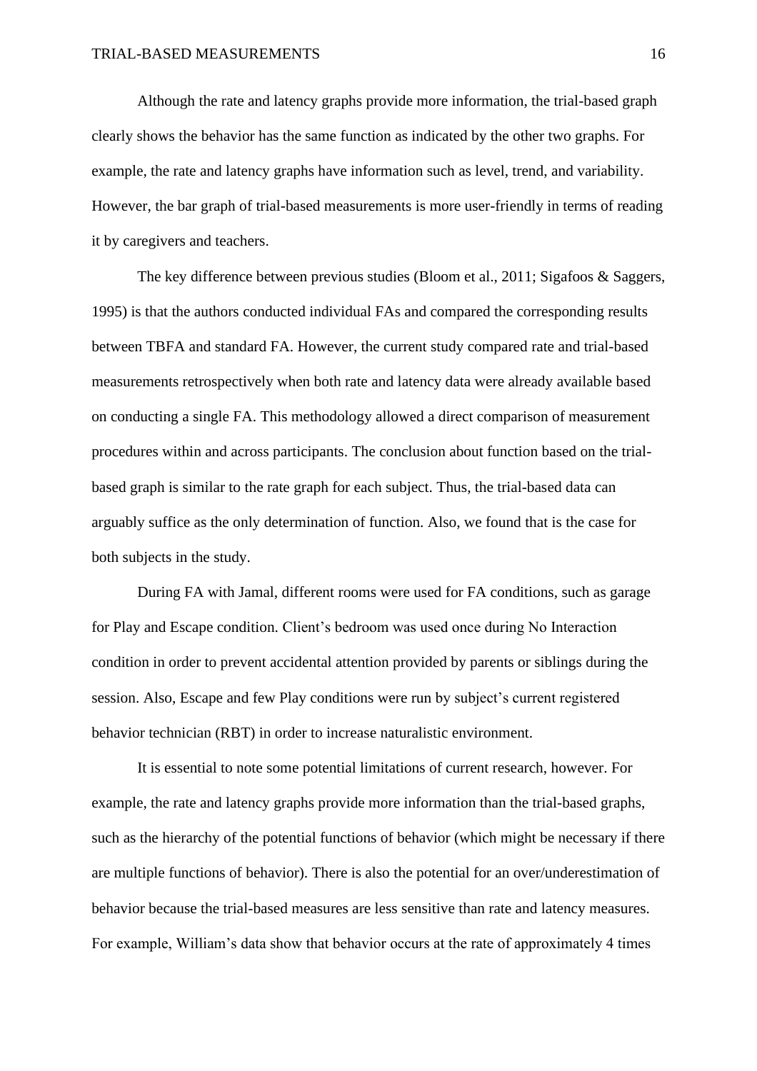Although the rate and latency graphs provide more information, the trial-based graph clearly shows the behavior has the same function as indicated by the other two graphs. For example, the rate and latency graphs have information such as level, trend, and variability. However, the bar graph of trial-based measurements is more user-friendly in terms of reading it by caregivers and teachers.

The key difference between previous studies (Bloom et al., 2011; Sigafoos & Saggers, 1995) is that the authors conducted individual FAs and compared the corresponding results between TBFA and standard FA. However, the current study compared rate and trial-based measurements retrospectively when both rate and latency data were already available based on conducting a single FA. This methodology allowed a direct comparison of measurement procedures within and across participants. The conclusion about function based on the trial-based graph is similar to the rate graph for each subject. Thus, the trial-based data can arguably suffice as the only determination of function. Also, we found that is the case for both subjects in the study.

During FA with Jamal, different rooms were used for FA conditions, such as garage for Play and Escape condition. Client's bedroom was used once during No Interaction condition in order to prevent accidental attention provided by parents or siblings during the session. Also, Escape and few Play conditions were run by subject's current registered behavior technician (RBT) in order to increase naturalistic environment.

It is essential to note some potential limitations of current research, however. For example, the rate and latency graphs provide more information than the trial-based graphs, such as the hierarchy of the potential functions of behavior (which might be necessary if there are multiple functions of behavior). There is also the potential for an over/underestimation of behavior because the trial-based measures are less sensitive than rate and latency measures. For example, William's data show that behavior occurs at the rate of approximately 4 times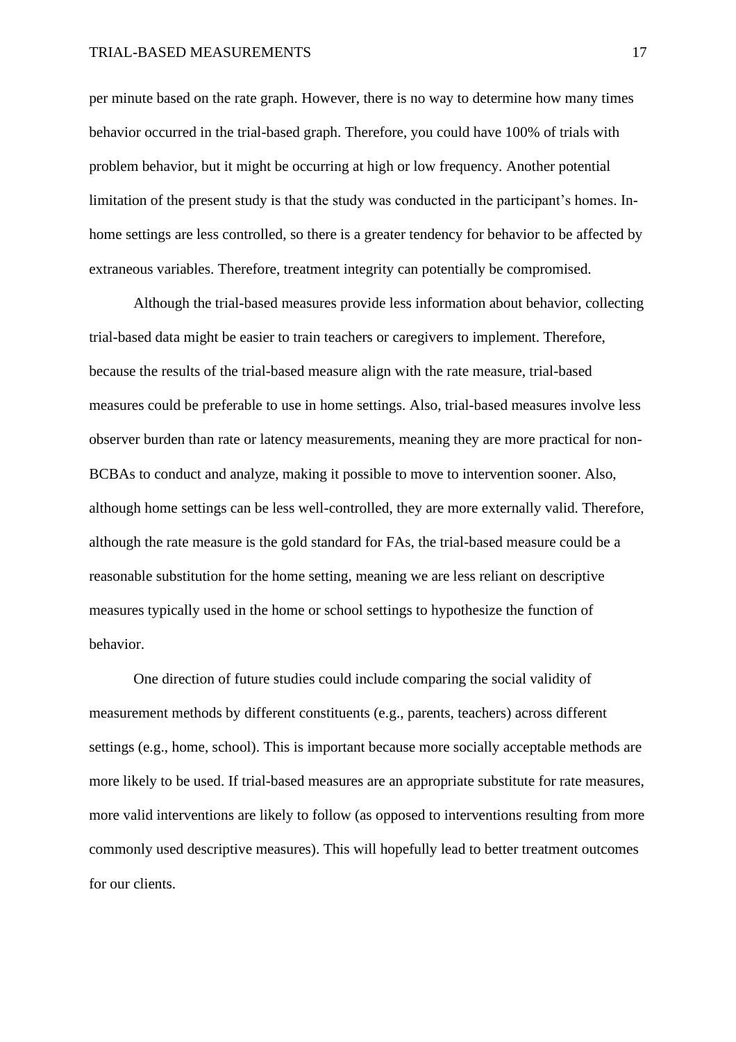per minute based on the rate graph. However, there is no way to determine how many times behavior occurred in the trial-based graph. Therefore, you could have 100% of trials with problem behavior, but it might be occurring at high or low frequency. Another potential limitation of the present study is that the study was conducted in the participant's homes. In-home settings are less controlled, so there is a greater tendency for behavior to be affected by extraneous variables. Therefore, treatment integrity can potentially be compromised.

Although the trial-based measures provide less information about behavior, collecting trial-based data might be easier to train teachers or caregivers to implement. Therefore, because the results of the trial-based measure align with the rate measure, trial-based measures could be preferable to use in home settings. Also, trial-based measures involve less observer burden than rate or latency measurements, meaning they are more practical for non-BCBAs to conduct and analyze, making it possible to move to intervention sooner. Also, although home settings can be less well-controlled, they are more externally valid. Therefore, although the rate measure is the gold standard for FAs, the trial-based measure could be a reasonable substitution for the home setting, meaning we are less reliant on descriptive measures typically used in the home or school settings to hypothesize the function of behavior.

One direction of future studies could include comparing the social validity of measurement methods by different constituents (e.g., parents, teachers) across different settings (e.g., home, school). This is important because more socially acceptable methods are more likely to be used. If trial-based measures are an appropriate substitute for rate measures, more valid interventions are likely to follow (as opposed to interventions resulting from more commonly used descriptive measures). This will hopefully lead to better treatment outcomes for our clients.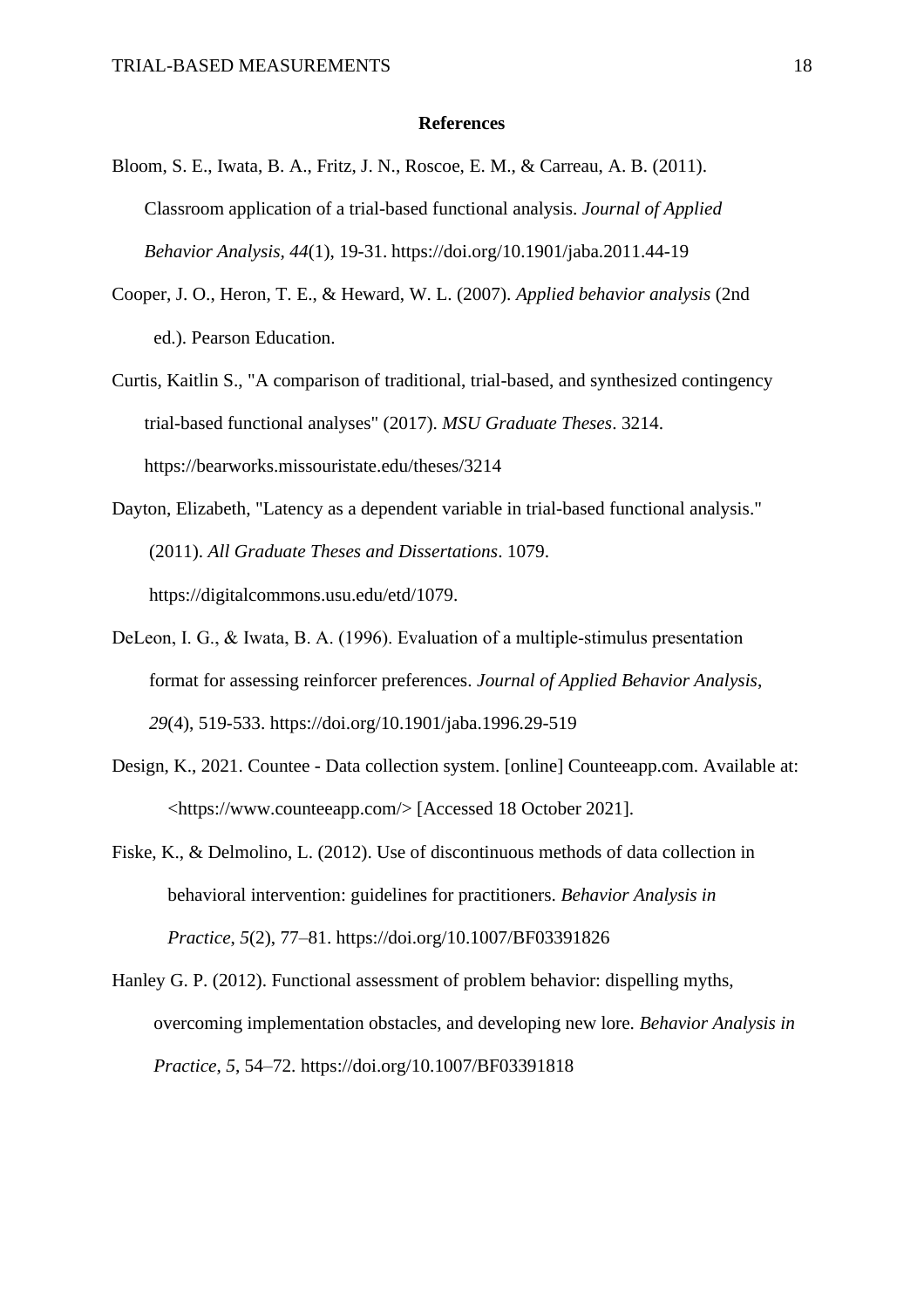## References

Bloom, S. E., Iwata, B. A., Fritz, J. N., Roscoe, E. M., & Carreau, A. B. (2011). Classroom application of a trial-based functional analysis. *Journal of Applied Behavior Analysis, 44*(1), 19-31. https://doi.org/10.1901/jaba.2011.44-19

Cooper, J. O., Heron, T. E., & Heward, W. L. (2007). *Applied behavior analysis* (2nd ed.). Pearson Education.

Curtis, Kaitlin S., "A comparison of traditional, trial-based, and synthesized contingency trial-based functional analyses" (2017). *MSU Graduate Theses*. 3214. https://bearworks.missouristate.edu/theses/3214

Dayton, Elizabeth, "Latency as a dependent variable in trial-based functional analysis." (2011). *All Graduate Theses and Dissertations*. 1079. https://digitalcommons.usu.edu/etd/1079.

DeLeon, I. G., & Iwata, B. A. (1996). Evaluation of a multiple-stimulus presentation format for assessing reinforcer preferences. *Journal of Applied Behavior Analysis*, *29*(4), 519-533. https://doi.org/10.1901/jaba.1996.29-519

Design, K., 2021. Countee - Data collection system. [online] Counteeapp.com. Available at: <https://www.counteeapp.com/> [Accessed 18 October 2021].

Fiske, K., & Delmolino, L. (2012). Use of discontinuous methods of data collection in behavioral intervention: guidelines for practitioners. *Behavior Analysis in Practice*, *5*(2), 77–81. https://doi.org/10.1007/BF03391826

Hanley G. P. (2012). Functional assessment of problem behavior: dispelling myths, overcoming implementation obstacles, and developing new lore. *Behavior Analysis in Practice*, *5*, 54–72. https://doi.org/10.1007/BF03391818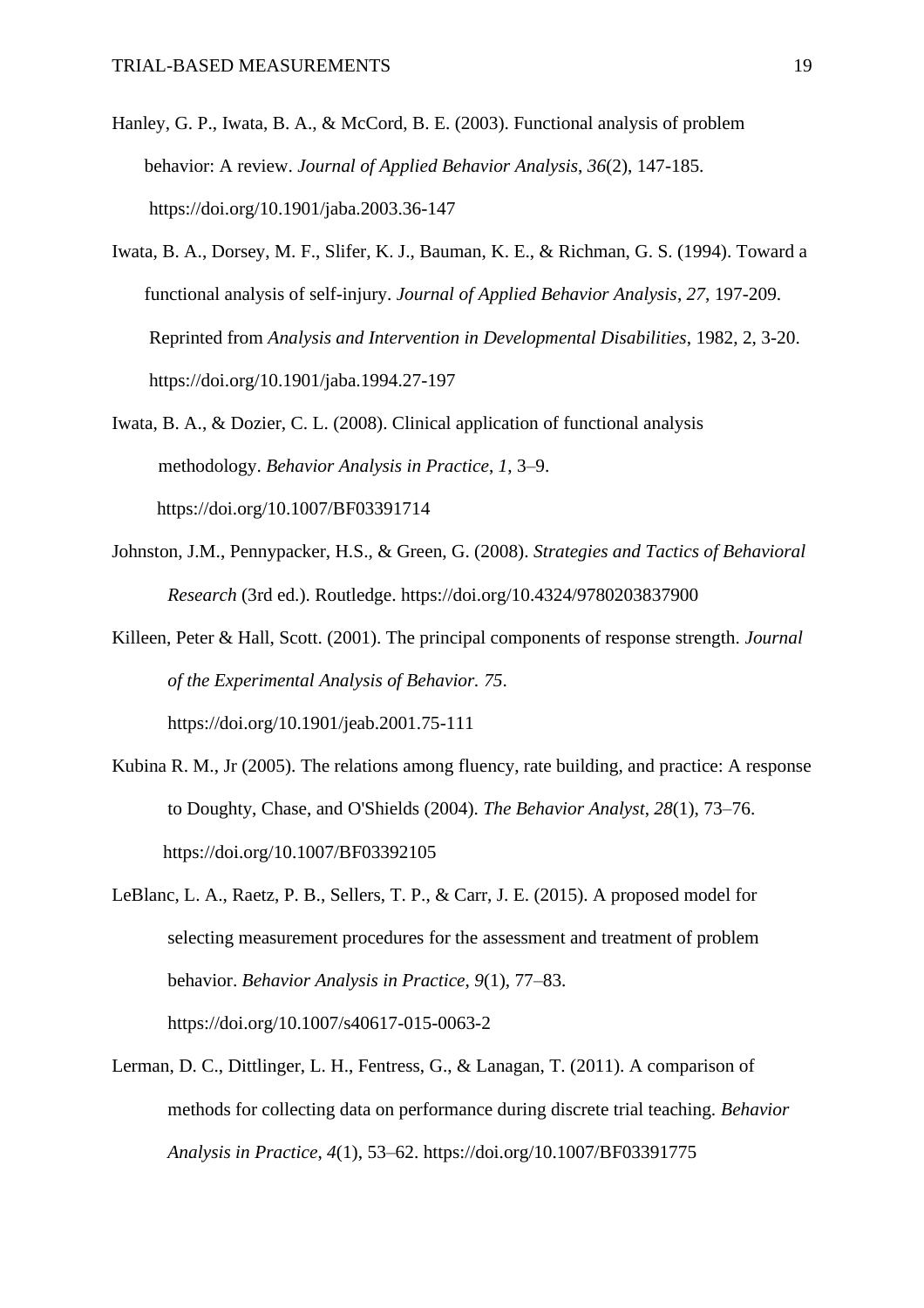Hanley, G. P., Iwata, B. A., & McCord, B. E. (2003). Functional analysis of problem behavior: A review. *Journal of Applied Behavior Analysis*, *36*(2), 147-185. https://doi.org/10.1901/jaba.2003.36-147

Iwata, B. A., Dorsey, M. F., Slifer, K. J., Bauman, K. E., & Richman, G. S. (1994). Toward a functional analysis of self-injury. *Journal of Applied Behavior Analysis*, *27*, 197-209. Reprinted from *Analysis and Intervention in Developmental Disabilities*, 1982, 2, 3-20. https://doi.org/10.1901/jaba.1994.27-197

Iwata, B. A., & Dozier, C. L. (2008). Clinical application of functional analysis methodology. *Behavior Analysis in Practice*, *1*, 3–9. https://doi.org/10.1007/BF03391714

Johnston, J.M., Pennypacker, H.S., & Green, G. (2008). *Strategies and Tactics of Behavioral Research* (3rd ed.). Routledge. https://doi.org/10.4324/9780203837900

Killeen, Peter & Hall, Scott. (2001). The principal components of response strength. *Journal of the Experimental Analysis of Behavior. 75*. https://doi.org/10.1901/jeab.2001.75-111

Kubina R. M., Jr (2005). The relations among fluency, rate building, and practice: A response to Doughty, Chase, and O'Shields (2004). *The Behavior Analyst*, *28*(1), 73–76. https://doi.org/10.1007/BF03392105

LeBlanc, L. A., Raetz, P. B., Sellers, T. P., & Carr, J. E. (2015). A proposed model for selecting measurement procedures for the assessment and treatment of problem behavior. *Behavior Analysis in Practice*, *9*(1), 77–83. https://doi.org/10.1007/s40617-015-0063-2

Lerman, D. C., Dittlinger, L. H., Fentress, G., & Lanagan, T. (2011). A comparison of methods for collecting data on performance during discrete trial teaching. *Behavior Analysis in Practice*, *4*(1), 53–62. https://doi.org/10.1007/BF03391775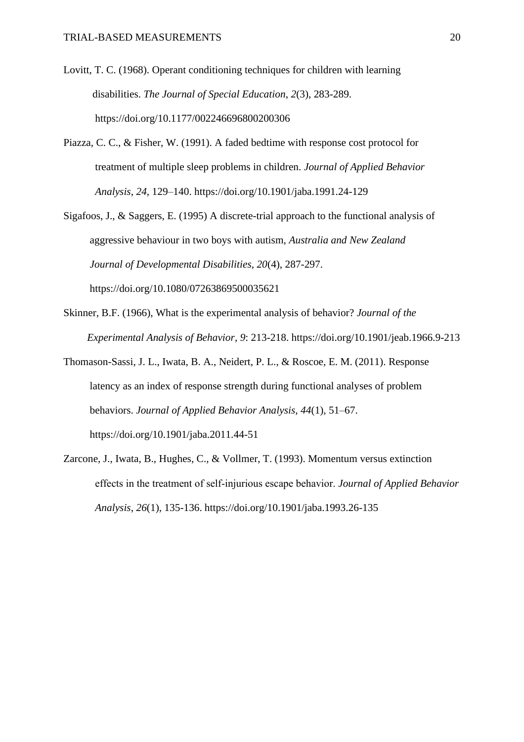Lovitt, T. C. (1968). Operant conditioning techniques for children with learning disabilities. *The Journal of Special Education*, *2*(3), 283-289. https://doi.org/10.1177/002246696800200306

Piazza, C. C., & Fisher, W. (1991). A faded bedtime with response cost protocol for treatment of multiple sleep problems in children. *Journal of Applied Behavior Analysis*, *24*, 129–140. https://doi.org/10.1901/jaba.1991.24-129

Sigafoos, J., & Saggers, E. (1995) A discrete-trial approach to the functional analysis of aggressive behaviour in two boys with autism, *Australia and New Zealand Journal of Developmental Disabilities*, *20*(4), 287-297. https://doi.org/10.1080/07263869500035621

Skinner, B.F. (1966), What is the experimental analysis of behavior? *Journal of the Experimental Analysis of Behavior*, *9*: 213-218. https://doi.org/10.1901/jeab.1966.9-213

Thomason-Sassi, J. L., Iwata, B. A., Neidert, P. L., & Roscoe, E. M. (2011). Response latency as an index of response strength during functional analyses of problem behaviors. *Journal of Applied Behavior Analysis, 44*(1), 51–67. https://doi.org/10.1901/jaba.2011.44-51

Zarcone, J., Iwata, B., Hughes, C., & Vollmer, T. (1993). Momentum versus extinction effects in the treatment of self-injurious escape behavior. *Journal of Applied Behavior Analysis*, *26*(1), 135-136. https://doi.org/10.1901/jaba.1993.26-135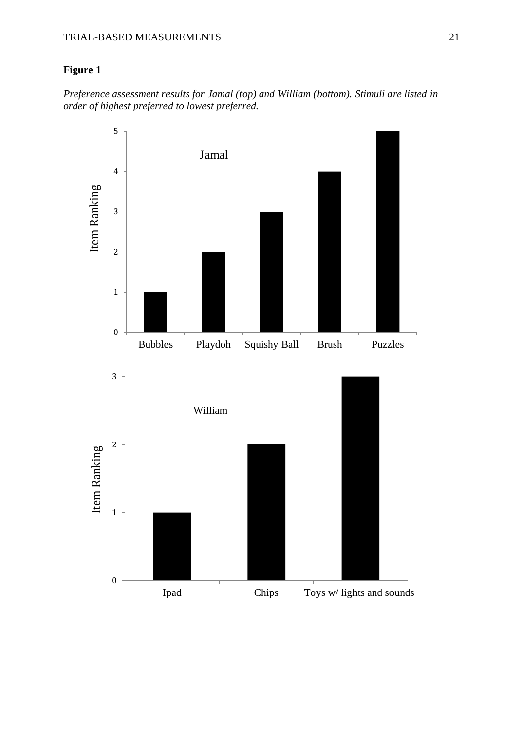**Figure 1**

*Preference assessment results for Jamal (top) and William (bottom). Stimuli are listed in order of highest preferred to lowest preferred.*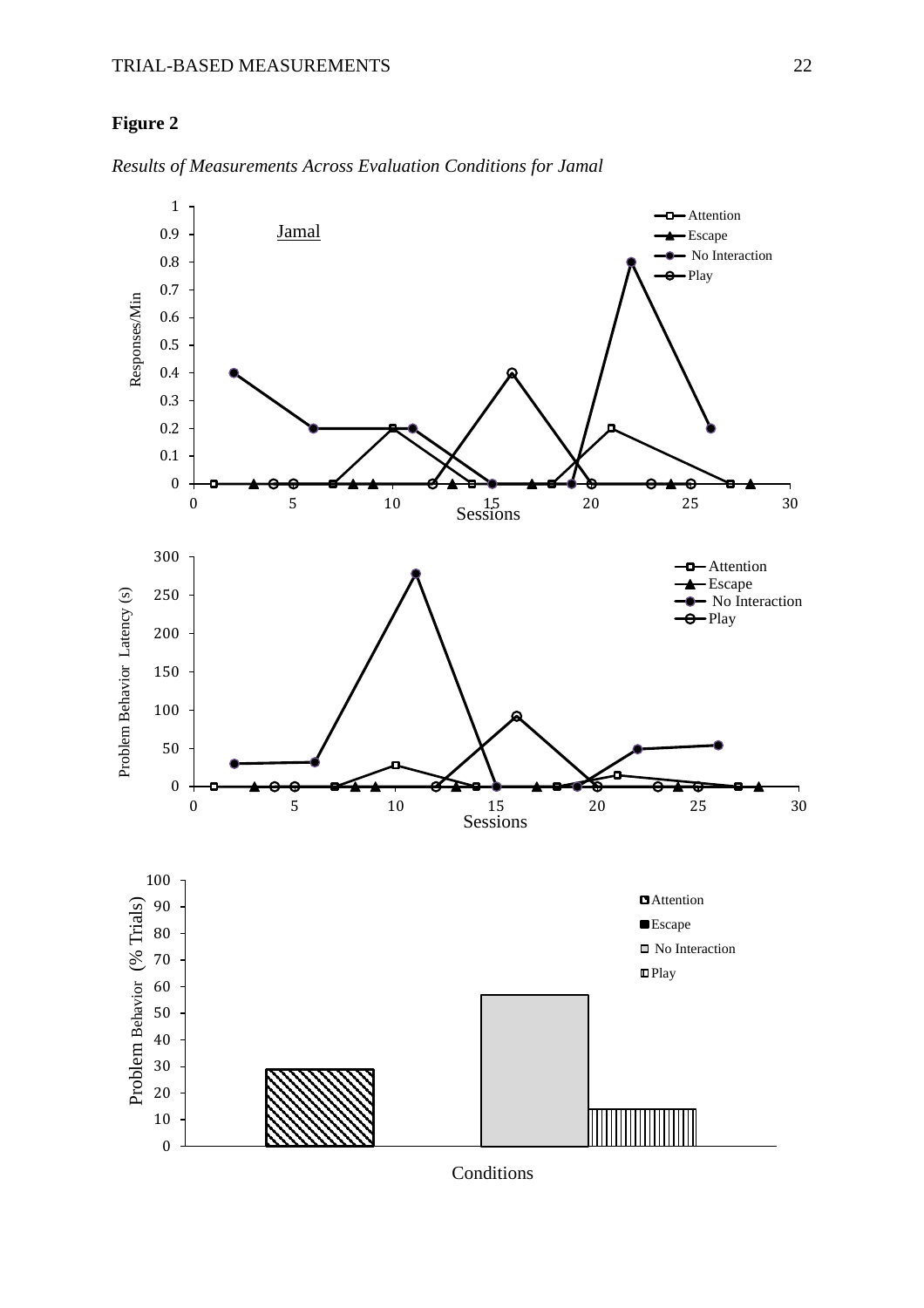**Figure 2**

*Results of Measurements Across Evaluation Conditions for Jamal*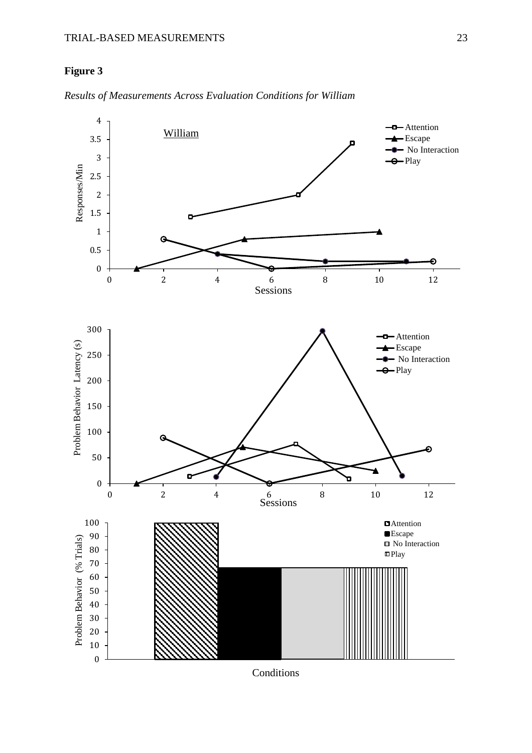**Figure 3**

*Results of Measurements Across Evaluation Conditions for William*

William

Attention
Escape
No Interaction
Play

Responses/Min

4
3.5
3
2.5
2
1.5
1
0.5
0

0 2 4 6 8 10 12

Sessions

Attention
Escape
No Interaction
Play

Problem Behavior Latency (s)

300
250
200
150
100
50
0

0 2 4 6 8 10 12

Sessions

Attention
Escape
No Interaction
Play

Problem Behavior (% Trials)

100
90
80
70
60
50
40
30
20
10
0

Conditions